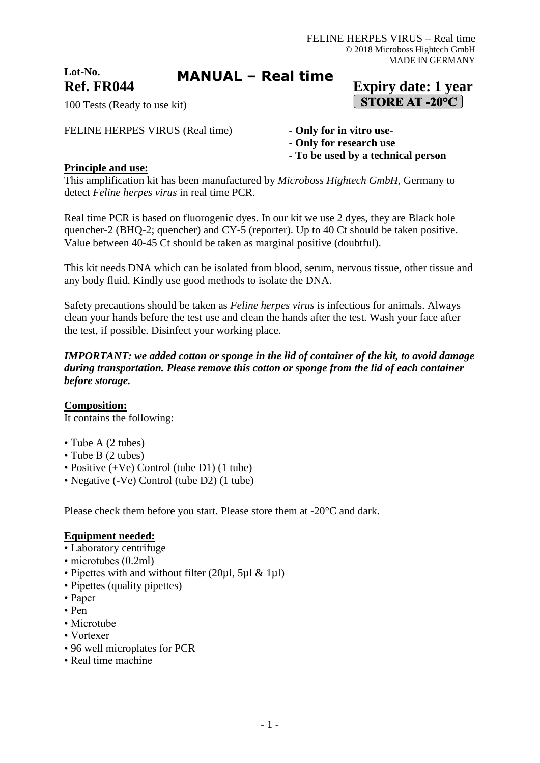FELINE HERPES VIRUS – Real time
© 2018 Microboss Hightech GmbH
MADE IN GERMANY

**Lot-No.**

**Ref. FR044**

# MANUAL – Real time

**Expiry date: 1 year**

**STORE AT -20°C**

100 Tests (Ready to use kit)

FELINE HERPES VIRUS (Real time)

- **Only for in vitro use-**
- **Only for research use**
- **To be used by a technical person**

## Principle and use:

This amplification kit has been manufactured by *Microboss Hightech GmbH*, Germany to detect *Feline herpes virus* in real time PCR.

Real time PCR is based on fluorogenic dyes. In our kit we use 2 dyes, they are Black hole quencher-2 (BHQ-2; quencher) and CY-5 (reporter). Up to 40 Ct should be taken positive. Value between 40-45 Ct should be taken as marginal positive (doubtful).

This kit needs DNA which can be isolated from blood, serum, nervous tissue, other tissue and any body fluid. Kindly use good methods to isolate the DNA.

Safety precautions should be taken as *Feline herpes virus* is infectious for animals. Always clean your hands before the test use and clean the hands after the test. Wash your face after the test, if possible. Disinfect your working place.

***IMPORTANT: we added cotton or sponge in the lid of container of the kit, to avoid damage during transportation. Please remove this cotton or sponge from the lid of each container before storage.***

## Composition:

It contains the following:

- Tube A (2 tubes)
- Tube B (2 tubes)
- Positive (+Ve) Control (tube D1) (1 tube)
- Negative (-Ve) Control (tube D2) (1 tube)

Please check them before you start. Please store them at -20°C and dark.

## Equipment needed:

- Laboratory centrifuge
- microtubes (0.2ml)
- Pipettes with and without filter (20µl, 5µl & 1µl)
- Pipettes (quality pipettes)
- Paper
- Pen
- Microtube
- Vortexer
- 96 well microplates for PCR
- Real time machine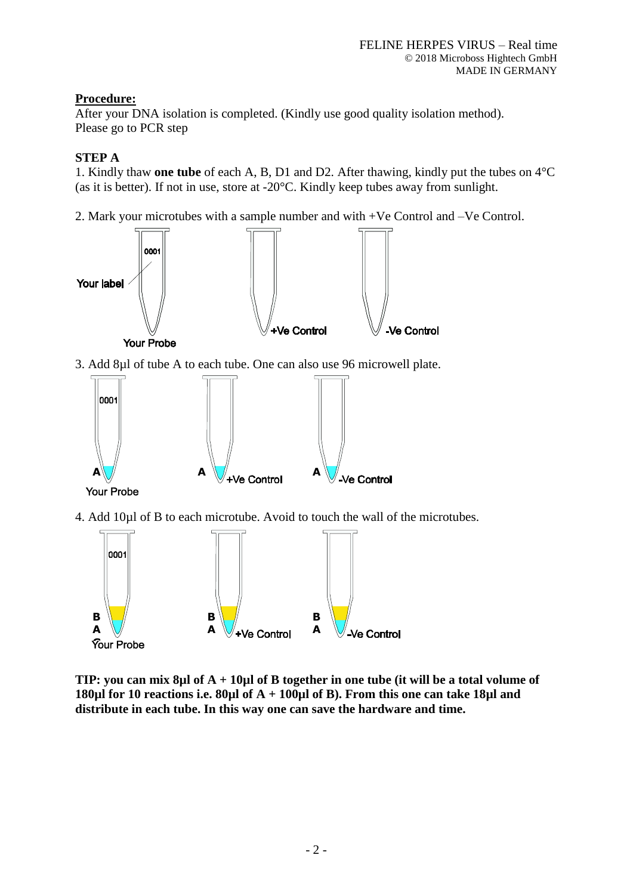**Procedure:**

After your DNA isolation is completed. (Kindly use good quality isolation method).
Please go to PCR step

**STEP A**

1. Kindly thaw **one tube** of each A, B, D1 and D2. After thawing, kindly put the tubes on 4°C (as it is better). If not in use, store at -20°C. Kindly keep tubes away from sunlight.

2. Mark your microtubes with a sample number and with +Ve Control and –Ve Control.

0001

Your label

Your Probe

+Ve Control

-Ve Control

3. Add 8µl of tube A to each tube. One can also use 96 microwell plate.

0001

A

Your Probe

A +Ve Control

A -Ve Control

4. Add 10µl of B to each microtube. Avoid to touch the wall of the microtubes.

0001

B
A
Your Probe

B
A +Ve Control

B
A -Ve Control

**TIP: you can mix 8µl of A + 10µl of B together in one tube (it will be a total volume of 180µl for 10 reactions i.e. 80µl of A + 100µl of B). From this one can take 18µl and distribute in each tube. In this way one can save the hardware and time.**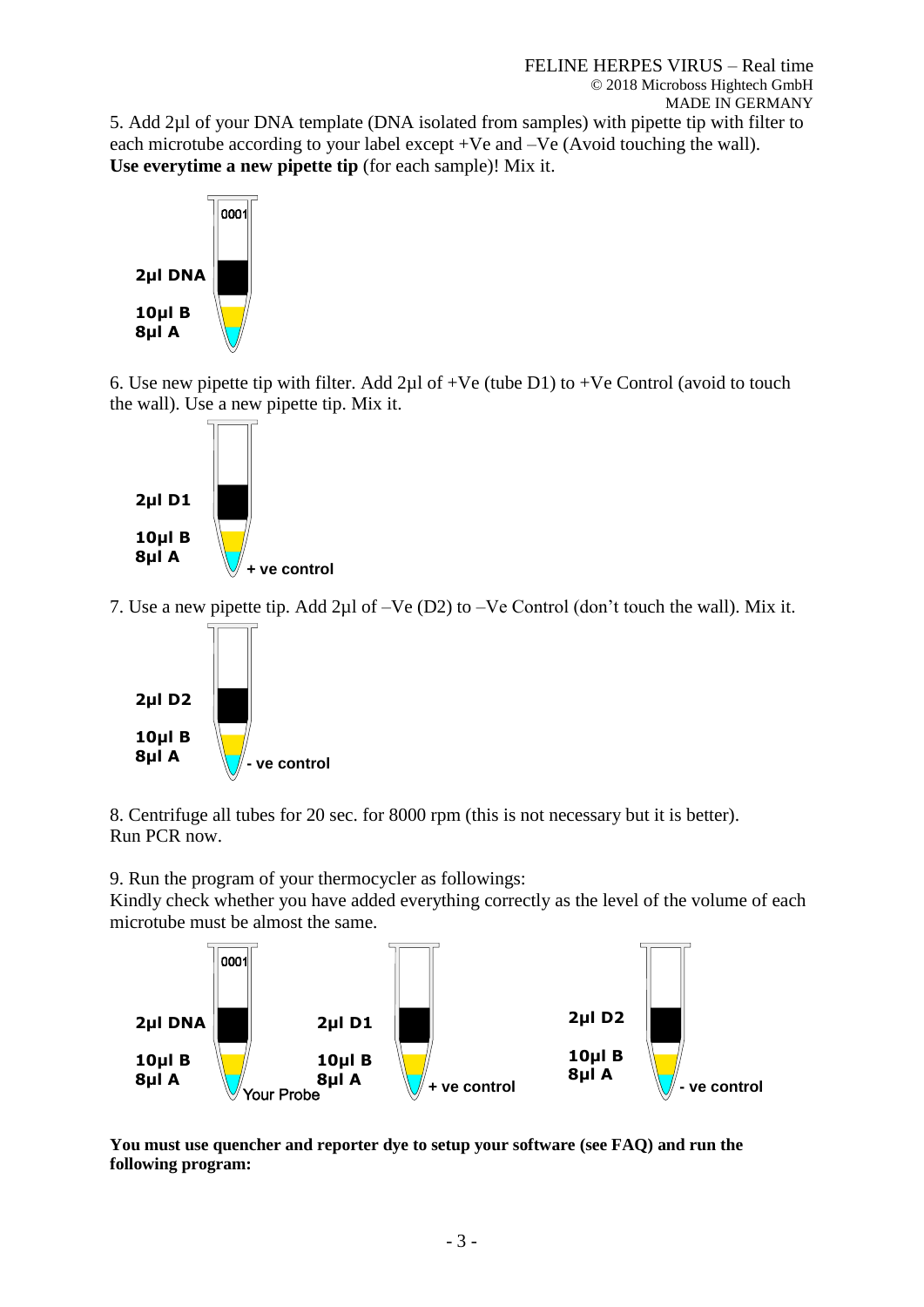5. Add 2µl of your DNA template (DNA isolated from samples) with pipette tip with filter to each microtube according to your label except +Ve and –Ve (Avoid touching the wall). **Use everytime a new pipette tip** (for each sample)! Mix it.

0001

**2µl DNA**

**10µl B**
**8µl A**

6. Use new pipette tip with filter. Add 2µl of +Ve (tube D1) to +Ve Control (avoid to touch the wall). Use a new pipette tip. Mix it.

**2µl D1**

**10µl B**
**8µl A**

**+ ve control**

7. Use a new pipette tip. Add 2µl of –Ve (D2) to –Ve Control (don't touch the wall). Mix it.

**2µl D2**

**10µl B**
**8µl A**

**- ve control**

8. Centrifuge all tubes for 20 sec. for 8000 rpm (this is not necessary but it is better). Run PCR now.

9. Run the program of your thermocycler as followings:
Kindly check whether you have added everything correctly as the level of the volume of each microtube must be almost the same.

0001

**2µl DNA** **10µl B** **8µl A** Your Probe

**2µl D1** **10µl B** **8µl A** **+ ve control**

**2µl D2** **10µl B** **8µl A** **- ve control**

**You must use quencher and reporter dye to setup your software (see FAQ) and run the following program:**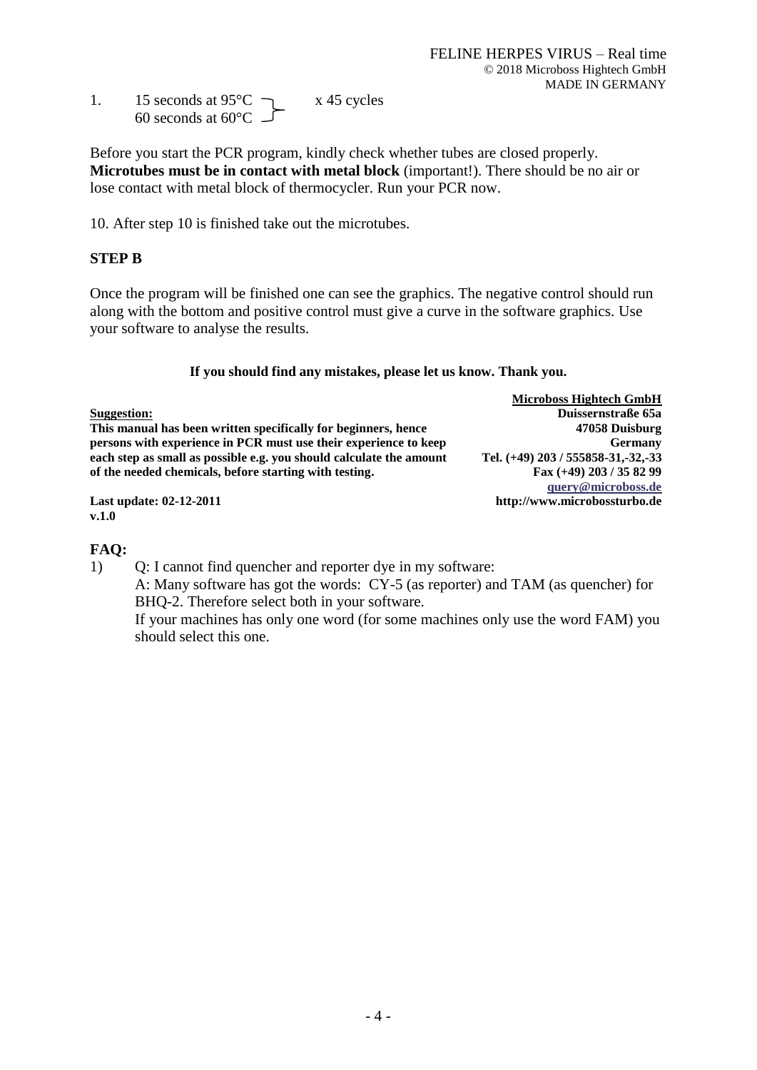1. 15 seconds at 95°C
   60 seconds at 60°C   } x 45 cycles

Before you start the PCR program, kindly check whether tubes are closed properly. **Microtubes must be in contact with metal block** (important!). There should be no air or lose contact with metal block of thermocycler. Run your PCR now.

10. After step 10 is finished take out the microtubes.

**STEP B**

Once the program will be finished one can see the graphics. The negative control should run along with the bottom and positive control must give a curve in the software graphics. Use your software to analyse the results.

**If you should find any mistakes, please let us know. Thank you.**

**Suggestion:**
**This manual has been written specifically for beginners, hence persons with experience in PCR must use their experience to keep each step as small as possible e.g. you should calculate the amount of the needed chemicals, before starting with testing.**

**Last update: 02-12-2011**
**v.1.0**

**Microboss Hightech GmbH**
**Duissernstraße 65a**
**47058 Duisburg**
**Germany**
**Tel. (+49) 203 / 555858-31,-32,-33**
**Fax (+49) 203 / 35 82 99**
**query@microboss.de**
**http://www.microbossturbo.de**

## FAQ:

1) Q: I cannot find quencher and reporter dye in my software:
   A: Many software has got the words: CY-5 (as reporter) and TAM (as quencher) for BHQ-2. Therefore select both in your software.
   If your machines has only one word (for some machines only use the word FAM) you should select this one.